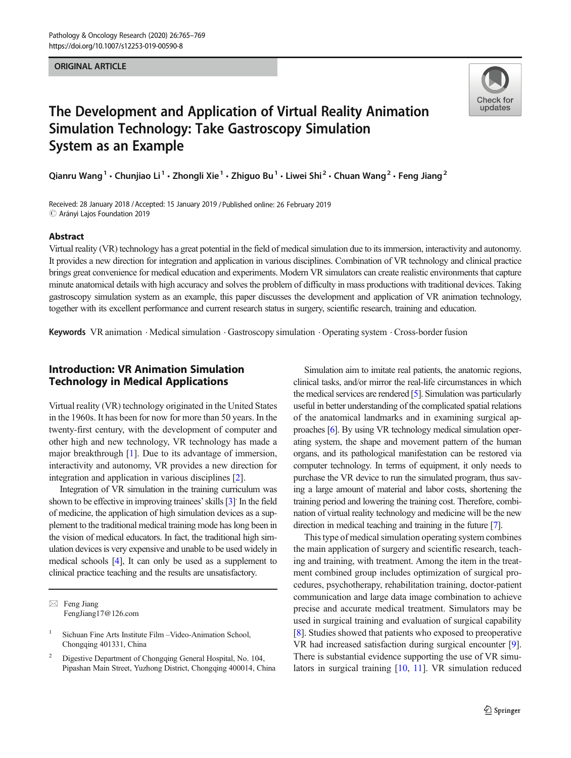ORIGINAL ARTICLE

# The Development and Application of Virtual Reality Animation Simulation Technology: Take Gastroscopy Simulation System as an Example

Qianru Wang [1] · Chunjiao Li [1] · Zhongli Xie [1] · Zhiguo Bu [1] · Liwei Shi [2] · Chuan Wang [2] · Feng Jiang [2]

Received: 28 January 2018 / Accepted: 15 January 2019 / Published online: 26 February 2019
© Arányi Lajos Foundation 2019

## Abstract

Virtual reality (VR) technology has a great potential in the field of medical simulation due to its immersion, interactivity and autonomy. It provides a new direction for integration and application in various disciplines. Combination of VR technology and clinical practice brings great convenience for medical education and experiments. Modern VR simulators can create realistic environments that capture minute anatomical details with high accuracy and solves the problem of difficulty in mass productions with traditional devices. Taking gastroscopy simulation system as an example, this paper discusses the development and application of VR animation technology, together with its excellent performance and current research status in surgery, scientific research, training and education.

**Keywords** VR animation · Medical simulation · Gastroscopy simulation · Operating system · Cross-border fusion

## Introduction: VR Animation Simulation Technology in Medical Applications

Virtual reality (VR) technology originated in the United States in the 1960s. It has been for now for more than 50 years. In the twenty-first century, with the development of computer and other high and new technology, VR technology has made a major breakthrough [1]. Due to its advantage of immersion, interactivity and autonomy, VR provides a new direction for integration and application in various disciplines [2].

Integration of VR simulation in the training curriculum was shown to be effective in improving trainees' skills [3]. In the field of medicine, the application of high simulation devices as a supplement to the traditional medical training mode has long been in the vision of medical educators. In fact, the traditional high simulation devices is very expensive and unable to be used widely in medical schools [4], It can only be used as a supplement to clinical practice teaching and the results are unsatisfactory.

Simulation aim to imitate real patients, the anatomic regions, clinical tasks, and/or mirror the real-life circumstances in which the medical services are rendered [5]. Simulation was particularly useful in better understanding of the complicated spatial relations of the anatomical landmarks and in examining surgical approaches [6]. By using VR technology medical simulation operating system, the shape and movement pattern of the human organs, and its pathological manifestation can be restored via computer technology. In terms of equipment, it only needs to purchase the VR device to run the simulated program, thus saving a large amount of material and labor costs, shortening the training period and lowering the training cost. Therefore, combination of virtual reality technology and medicine will be the new direction in medical teaching and training in the future [7].

This type of medical simulation operating system combines the main application of surgery and scientific research, teaching and training, with treatment. Among the item in the treatment combined group includes optimization of surgical procedures, psychotherapy, rehabilitation training, doctor-patient communication and large data image combination to achieve precise and accurate medical treatment. Simulators may be used in surgical training and evaluation of surgical capability [8]. Studies showed that patients who exposed to preoperative VR had increased satisfaction during surgical encounter [9]. There is substantial evidence supporting the use of VR simulators in surgical training [10, 11]. VR simulation reduced

---

✉ Feng Jiang
FengJiang17@126.com

[1] Sichuan Fine Arts Institute Film –Video-Animation School, Chongqing 401331, China

[2] Digestive Department of Chongqing General Hospital, No. 104, Pipashan Main Street, Yuzhong District, Chongqing 400014, China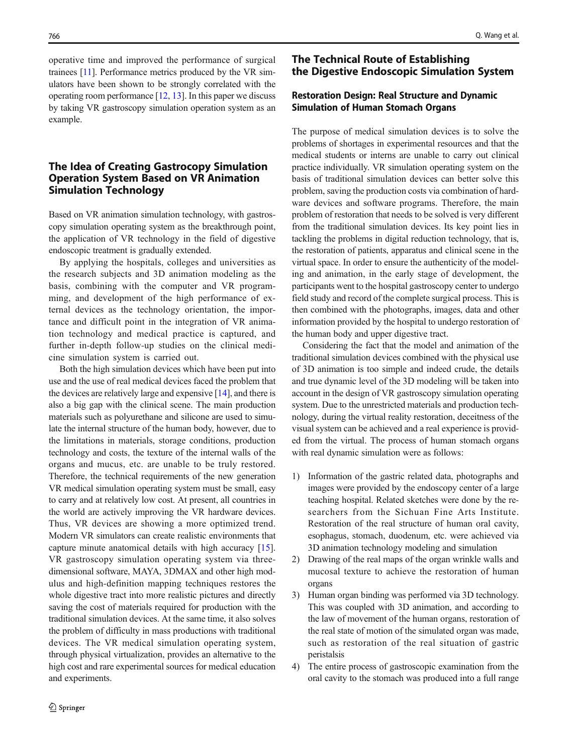operative time and improved the performance of surgical trainees [11]. Performance metrics produced by the VR simulators have been shown to be strongly correlated with the operating room performance [12, 13]. In this paper we discuss by taking VR gastroscopy simulation operation system as an example.

## The Idea of Creating Gastrocopy Simulation Operation System Based on VR Animation Simulation Technology

Based on VR animation simulation technology, with gastroscopy simulation operating system as the breakthrough point, the application of VR technology in the field of digestive endoscopic treatment is gradually extended.

By applying the hospitals, colleges and universities as the research subjects and 3D animation modeling as the basis, combining with the computer and VR programming, and development of the high performance of external devices as the technology orientation, the importance and difficult point in the integration of VR animation technology and medical practice is captured, and further in-depth follow-up studies on the clinical medicine simulation system is carried out.

Both the high simulation devices which have been put into use and the use of real medical devices faced the problem that the devices are relatively large and expensive [14], and there is also a big gap with the clinical scene. The main production materials such as polyurethane and silicone are used to simulate the internal structure of the human body, however, due to the limitations in materials, storage conditions, production technology and costs, the texture of the internal walls of the organs and mucus, etc. are unable to be truly restored. Therefore, the technical requirements of the new generation VR medical simulation operating system must be small, easy to carry and at relatively low cost. At present, all countries in the world are actively improving the VR hardware devices. Thus, VR devices are showing a more optimized trend. Modern VR simulators can create realistic environments that capture minute anatomical details with high accuracy [15]. VR gastroscopy simulation operating system via three-dimensional software, MAYA, 3DMAX and other high modulus and high-definition mapping techniques restores the whole digestive tract into more realistic pictures and directly saving the cost of materials required for production with the traditional simulation devices. At the same time, it also solves the problem of difficulty in mass productions with traditional devices. The VR medical simulation operating system, through physical virtualization, provides an alternative to the high cost and rare experimental sources for medical education and experiments.

## The Technical Route of Establishing the Digestive Endoscopic Simulation System

### Restoration Design: Real Structure and Dynamic Simulation of Human Stomach Organs

The purpose of medical simulation devices is to solve the problems of shortages in experimental resources and that the medical students or interns are unable to carry out clinical practice individually. VR simulation operating system on the basis of traditional simulation devices can better solve this problem, saving the production costs via combination of hardware devices and software programs. Therefore, the main problem of restoration that needs to be solved is very different from the traditional simulation devices. Its key point lies in tackling the problems in digital reduction technology, that is, the restoration of patients, apparatus and clinical scene in the virtual space. In order to ensure the authenticity of the modeling and animation, in the early stage of development, the participants went to the hospital gastroscopy center to undergo field study and record of the complete surgical process. This is then combined with the photographs, images, data and other information provided by the hospital to undergo restoration of the human body and upper digestive tract.

Considering the fact that the model and animation of the traditional simulation devices combined with the physical use of 3D animation is too simple and indeed crude, the details and true dynamic level of the 3D modeling will be taken into account in the design of VR gastroscopy simulation operating system. Due to the unrestricted materials and production technology, during the virtual reality restoration, deceitness of the visual system can be achieved and a real experience is provided from the virtual. The process of human stomach organs with real dynamic simulation were as follows:

1) Information of the gastric related data, photographs and images were provided by the endoscopy center of a large teaching hospital. Related sketches were done by the researchers from the Sichuan Fine Arts Institute. Restoration of the real structure of human oral cavity, esophagus, stomach, duodenum, etc. were achieved via 3D animation technology modeling and simulation
2) Drawing of the real maps of the organ wrinkle walls and mucosal texture to achieve the restoration of human organs
3) Human organ binding was performed via 3D technology. This was coupled with 3D animation, and according to the law of movement of the human organs, restoration of the real state of motion of the simulated organ was made, such as restoration of the real situation of gastric peristalsis
4) The entire process of gastroscopic examination from the oral cavity to the stomach was produced into a full range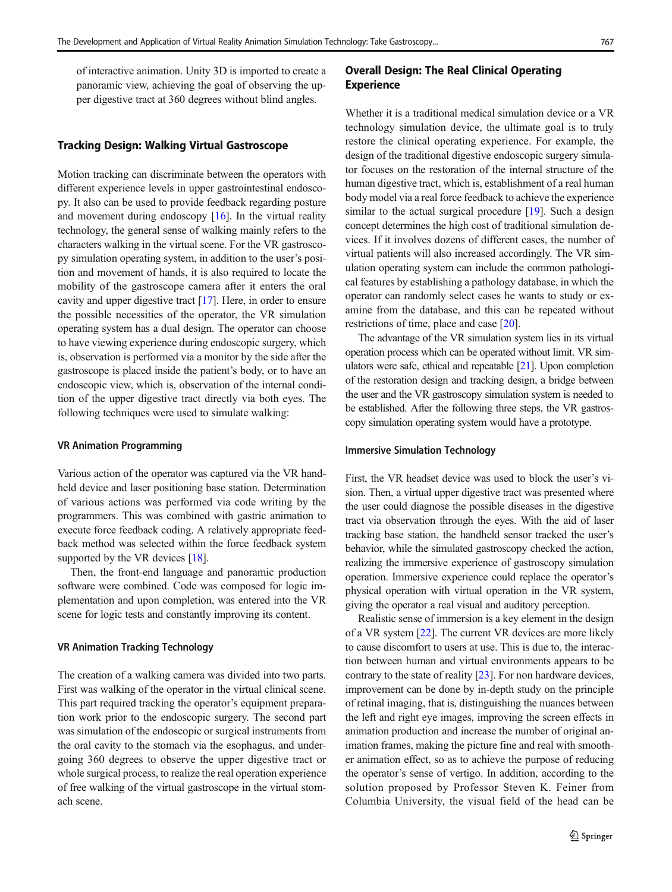of interactive animation. Unity 3D is imported to create a panoramic view, achieving the goal of observing the upper digestive tract at 360 degrees without blind angles.

## Tracking Design: Walking Virtual Gastroscope

Motion tracking can discriminate between the operators with different experience levels in upper gastrointestinal endoscopy. It also can be used to provide feedback regarding posture and movement during endoscopy [16]. In the virtual reality technology, the general sense of walking mainly refers to the characters walking in the virtual scene. For the VR gastroscopy simulation operating system, in addition to the user's position and movement of hands, it is also required to locate the mobility of the gastroscope camera after it enters the oral cavity and upper digestive tract [17]. Here, in order to ensure the possible necessities of the operator, the VR simulation operating system has a dual design. The operator can choose to have viewing experience during endoscopic surgery, which is, observation is performed via a monitor by the side after the gastroscope is placed inside the patient's body, or to have an endoscopic view, which is, observation of the internal condition of the upper digestive tract directly via both eyes. The following techniques were used to simulate walking:

### VR Animation Programming

Various action of the operator was captured via the VR handheld device and laser positioning base station. Determination of various actions was performed via code writing by the programmers. This was combined with gastric animation to execute force feedback coding. A relatively appropriate feedback method was selected within the force feedback system supported by the VR devices [18].

Then, the front-end language and panoramic production software were combined. Code was composed for logic implementation and upon completion, was entered into the VR scene for logic tests and constantly improving its content.

### VR Animation Tracking Technology

The creation of a walking camera was divided into two parts. First was walking of the operator in the virtual clinical scene. This part required tracking the operator's equipment preparation work prior to the endoscopic surgery. The second part was simulation of the endoscopic or surgical instruments from the oral cavity to the stomach via the esophagus, and undergoing 360 degrees to observe the upper digestive tract or whole surgical process, to realize the real operation experience of free walking of the virtual gastroscope in the virtual stomach scene.

## Overall Design: The Real Clinical Operating Experience

Whether it is a traditional medical simulation device or a VR technology simulation device, the ultimate goal is to truly restore the clinical operating experience. For example, the design of the traditional digestive endoscopic surgery simulator focuses on the restoration of the internal structure of the human digestive tract, which is, establishment of a real human body model via a real force feedback to achieve the experience similar to the actual surgical procedure [19]. Such a design concept determines the high cost of traditional simulation devices. If it involves dozens of different cases, the number of virtual patients will also increased accordingly. The VR simulation operating system can include the common pathological features by establishing a pathology database, in which the operator can randomly select cases he wants to study or examine from the database, and this can be repeated without restrictions of time, place and case [20].

The advantage of the VR simulation system lies in its virtual operation process which can be operated without limit. VR simulators were safe, ethical and repeatable [21]. Upon completion of the restoration design and tracking design, a bridge between the user and the VR gastroscopy simulation system is needed to be established. After the following three steps, the VR gastroscopy simulation operating system would have a prototype.

### Immersive Simulation Technology

First, the VR headset device was used to block the user's vision. Then, a virtual upper digestive tract was presented where the user could diagnose the possible diseases in the digestive tract via observation through the eyes. With the aid of laser tracking base station, the handheld sensor tracked the user's behavior, while the simulated gastroscopy checked the action, realizing the immersive experience of gastroscopy simulation operation. Immersive experience could replace the operator's physical operation with virtual operation in the VR system, giving the operator a real visual and auditory perception.

Realistic sense of immersion is a key element in the design of a VR system [22]. The current VR devices are more likely to cause discomfort to users at use. This is due to, the interaction between human and virtual environments appears to be contrary to the state of reality [23]. For non hardware devices, improvement can be done by in-depth study on the principle of retinal imaging, that is, distinguishing the nuances between the left and right eye images, improving the screen effects in animation production and increase the number of original animation frames, making the picture fine and real with smoother animation effect, so as to achieve the purpose of reducing the operator's sense of vertigo. In addition, according to the solution proposed by Professor Steven K. Feiner from Columbia University, the visual field of the head can be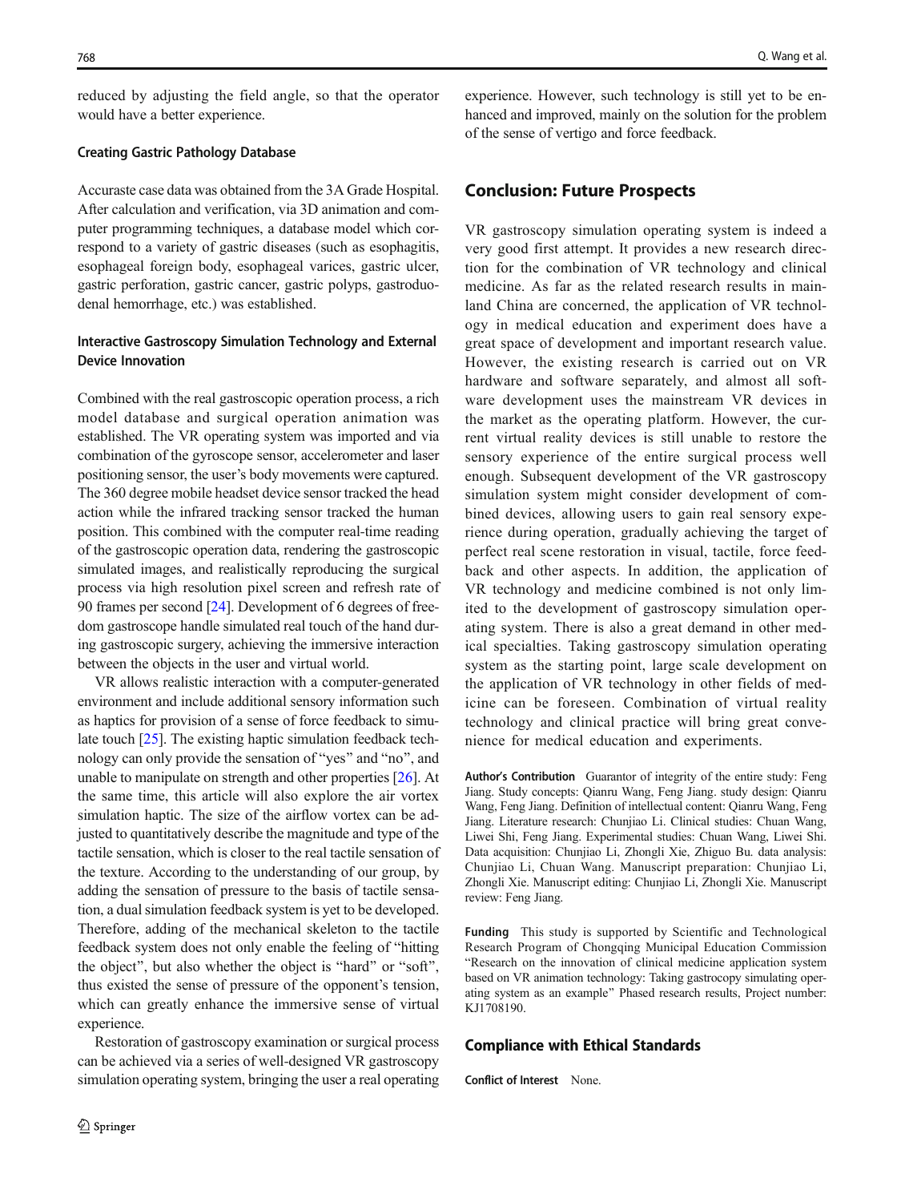reduced by adjusting the field angle, so that the operator would have a better experience.

### Creating Gastric Pathology Database

Accuraste case data was obtained from the 3A Grade Hospital. After calculation and verification, via 3D animation and computer programming techniques, a database model which correspond to a variety of gastric diseases (such as esophagitis, esophageal foreign body, esophageal varices, gastric ulcer, gastric perforation, gastric cancer, gastric polyps, gastroduodenal hemorrhage, etc.) was established.

### Interactive Gastroscopy Simulation Technology and External Device Innovation

Combined with the real gastroscopic operation process, a rich model database and surgical operation animation was established. The VR operating system was imported and via combination of the gyroscope sensor, accelerometer and laser positioning sensor, the user's body movements were captured. The 360 degree mobile headset device sensor tracked the head action while the infrared tracking sensor tracked the human position. This combined with the computer real-time reading of the gastroscopic operation data, rendering the gastroscopic simulated images, and realistically reproducing the surgical process via high resolution pixel screen and refresh rate of 90 frames per second [24]. Development of 6 degrees of freedom gastroscope handle simulated real touch of the hand during gastroscopic surgery, achieving the immersive interaction between the objects in the user and virtual world.

VR allows realistic interaction with a computer-generated environment and include additional sensory information such as haptics for provision of a sense of force feedback to simulate touch [25]. The existing haptic simulation feedback technology can only provide the sensation of "yes" and "no", and unable to manipulate on strength and other properties [26]. At the same time, this article will also explore the air vortex simulation haptic. The size of the airflow vortex can be adjusted to quantitatively describe the magnitude and type of the tactile sensation, which is closer to the real tactile sensation of the texture. According to the understanding of our group, by adding the sensation of pressure to the basis of tactile sensation, a dual simulation feedback system is yet to be developed. Therefore, adding of the mechanical skeleton to the tactile feedback system does not only enable the feeling of "hitting the object", but also whether the object is "hard" or "soft", thus existed the sense of pressure of the opponent's tension, which can greatly enhance the immersive sense of virtual experience.

Restoration of gastroscopy examination or surgical process can be achieved via a series of well-designed VR gastroscopy simulation operating system, bringing the user a real operating experience. However, such technology is still yet to be enhanced and improved, mainly on the solution for the problem of the sense of vertigo and force feedback.

## Conclusion: Future Prospects

VR gastroscopy simulation operating system is indeed a very good first attempt. It provides a new research direction for the combination of VR technology and clinical medicine. As far as the related research results in mainland China are concerned, the application of VR technology in medical education and experiment does have a great space of development and important research value. However, the existing research is carried out on VR hardware and software separately, and almost all software development uses the mainstream VR devices in the market as the operating platform. However, the current virtual reality devices is still unable to restore the sensory experience of the entire surgical process well enough. Subsequent development of the VR gastroscopy simulation system might consider development of combined devices, allowing users to gain real sensory experience during operation, gradually achieving the target of perfect real scene restoration in visual, tactile, force feedback and other aspects. In addition, the application of VR technology and medicine combined is not only limited to the development of gastroscopy simulation operating system. There is also a great demand in other medical specialties. Taking gastroscopy simulation operating system as the starting point, large scale development on the application of VR technology in other fields of medicine can be foreseen. Combination of virtual reality technology and clinical practice will bring great convenience for medical education and experiments.

**Author's Contribution** Guarantor of integrity of the entire study: Feng Jiang. Study concepts: Qianru Wang, Feng Jiang. study design: Qianru Wang, Feng Jiang. Definition of intellectual content: Qianru Wang, Feng Jiang. Literature research: Chunjiao Li. Clinical studies: Chuan Wang, Liwei Shi, Feng Jiang. Experimental studies: Chuan Wang, Liwei Shi. Data acquisition: Chunjiao Li, Zhongli Xie, Zhiguo Bu. data analysis: Chunjiao Li, Chuan Wang. Manuscript preparation: Chunjiao Li, Zhongli Xie. Manuscript editing: Chunjiao Li, Zhongli Xie. Manuscript review: Feng Jiang.

**Funding** This study is supported by Scientific and Technological Research Program of Chongqing Municipal Education Commission "Research on the innovation of clinical medicine application system based on VR animation technology: Taking gastrocopy simulating operating system as an example" Phased research results, Project number: KJ1708190.

## Compliance with Ethical Standards

**Conflict of Interest** None.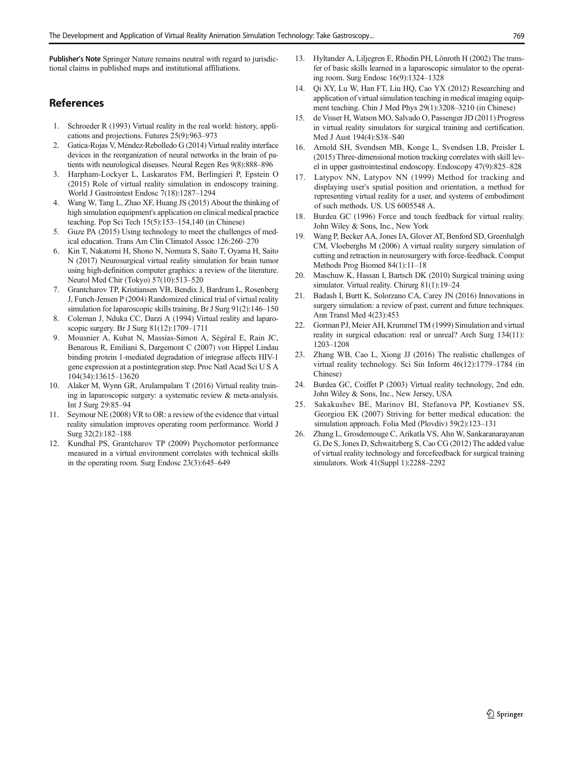**Publisher's Note** Springer Nature remains neutral with regard to jurisdictional claims in published maps and institutional affiliations.

## References

1. Schroeder R (1993) Virtual reality in the real world: history, applications and projections. Futures 25(9):963–973
2. Gatica-Rojas V, Méndez-Rebolledo G (2014) Virtual reality interface devices in the reorganization of neural networks in the brain of patients with neurological diseases. Neural Regen Res 9(8):888–896
3. Harpham-Lockyer L, Laskaratos FM, Berlingieri P, Epstein O (2015) Role of virtual reality simulation in endoscopy training. World J Gastrointest Endosc 7(18):1287–1294
4. Wang W, Tang L, Zhao XF, Huang JS (2015) About the thinking of high simulation equipment's application on clinical medical practice teaching. Pop Sci Tech 15(5):153–154,140 (in Chinese)
5. Guze PA (2015) Using technology to meet the challenges of medical education. Trans Am Clin Climatol Assoc 126:260–270
6. Kin T, Nakatomi H, Shono N, Nomura S, Saito T, Oyama H, Saito N (2017) Neurosurgical virtual reality simulation for brain tumor using high-definition computer graphics: a review of the literature. Neurol Med Chir (Tokyo) 57(10):513–520
7. Grantcharov TP, Kristiansen VB, Bendix J, Bardram L, Rosenberg J, Funch-Jensen P (2004) Randomized clinical trial of virtual reality simulation for laparoscopic skills training. Br J Surg 91(2):146–150
8. Coleman J, Nduka CC, Darzi A (1994) Virtual reality and laparoscopic surgery. Br J Surg 81(12):1709–1711
9. Mousnier A, Kubat N, Massias-Simon A, Ségéral E, Rain JC, Benarous R, Emiliani S, Dargemont C (2007) von Hippel Lindau binding protein 1-mediated degradation of integrase affects HIV-1 gene expression at a postintegration step. Proc Natl Acad Sci U S A 104(34):13615–13620
10. Alaker M, Wynn GR, Arulampalam T (2016) Virtual reality training in laparoscopic surgery: a systematic review & meta-analysis. Int J Surg 29:85–94
11. Seymour NE (2008) VR to OR: a review of the evidence that virtual reality simulation improves operating room performance. World J Surg 32(2):182–188
12. Kundhal PS, Grantcharov TP (2009) Psychomotor performance measured in a virtual environment correlates with technical skills in the operating room. Surg Endosc 23(3):645–649
13. Hyltander A, Liljegren E, Rhodin PH, Lönroth H (2002) The transfer of basic skills learned in a laparoscopic simulator to the operating room. Surg Endosc 16(9):1324–1328
14. Qi XY, Lu W, Han FT, Liu HQ, Cao YX (2012) Researching and application of virtual simulation teaching in medical imaging equipment teaching. Chin J Med Phys 29(1):3208–3210 (in Chinese)
15. de Visser H, Watson MO, Salvado O, Passenger JD (2011) Progress in virtual reality simulators for surgical training and certification. Med J Aust 194(4):S38–S40
16. Arnold SH, Svendsen MB, Konge L, Svendsen LB, Preisler L (2015) Three-dimensional motion tracking correlates with skill level in upper gastrointestinal endoscopy. Endoscopy 47(9):825–828
17. Latypov NN, Latypov NN (1999) Method for tracking and displaying user's spatial position and orientation, a method for representing virtual reality for a user, and systems of embodiment of such methods. US. US 6005548 A.
18. Burdea GC (1996) Force and touch feedback for virtual reality. John Wiley & Sons, Inc., New York
19. Wang P, Becker AA, Jones IA, Glover AT, Benford SD, Greenhalgh CM, Vloeberghs M (2006) A virtual reality surgery simulation of cutting and retraction in neurosurgery with force-feedback. Comput Methods Prog Biomed 84(1):11–18
20. Maschuw K, Hassan I, Bartsch DK (2010) Surgical training using simulator. Virtual reality. Chirurg 81(1):19–24
21. Badash I, Burtt K, Solorzano CA, Carey JN (2016) Innovations in surgery simulation: a review of past, current and future techniques. Ann Transl Med 4(23):453
22. Gorman PJ, Meier AH, Krummel TM (1999) Simulation and virtual reality in surgical education: real or unreal? Arch Surg 134(11): 1203–1208
23. Zhang WB, Cao L, Xiong JJ (2016) The realistic challenges of virtual reality technology. Sci Sin Inform 46(12):1779–1784 (in Chinese)
24. Burdea GC, Coiffet P (2003) Virtual reality technology, 2nd edn. John Wiley & Sons, Inc., New Jersey, USA
25. Sakakushev BE, Marinov BI, Stefanova PP, Kostianev SS, Georgiou EK (2007) Striving for better medical education: the simulation approach. Folia Med (Plovdiv) 59(2):123–131
26. Zhang L, Grosdemouge C, Arikatla VS, Ahn W, Sankaranarayanan G, De S, Jones D, Schwaitzberg S, Cao CG (2012) The added value of virtual reality technology and forcefeedback for surgical training simulators. Work 41(Suppl 1):2288–2292